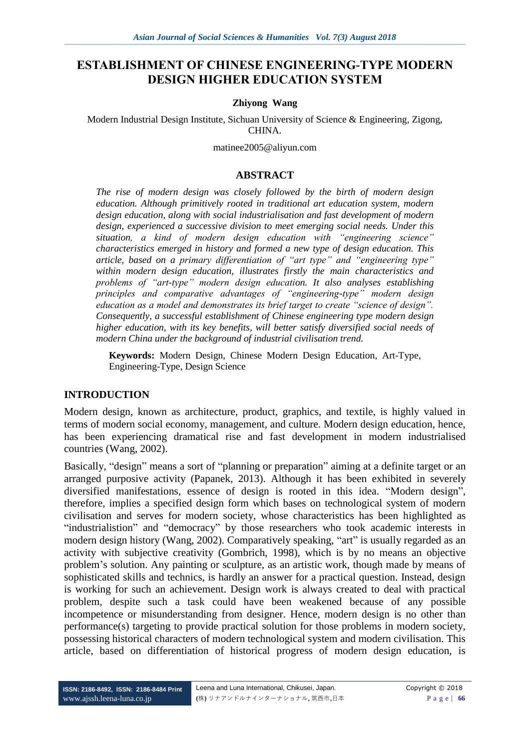# ESTABLISHMENT OF CHINESE ENGINEERING-TYPE MODERN DESIGN HIGHER EDUCATION SYSTEM

**Zhiyong Wang**

Modern Industrial Design Institute, Sichuan University of Science & Engineering, Zigong, CHINA.

matinee2005@aliyun.com

## ABSTRACT

*The rise of modern design was closely followed by the birth of modern design education. Although primitively rooted in traditional art education system, modern design education, along with social industrialisation and fast development of modern design, experienced a successive division to meet emerging social needs. Under this situation, a kind of modern design education with "engineering science" characteristics emerged in history and formed a new type of design education. This article, based on a primary differentiation of "art type" and "engineering type" within modern design education, illustrates firstly the main characteristics and problems of "art-type" modern design education. It also analyses establishing principles and comparative advantages of "engineering-type" modern design education as a model and demonstrates its brief target to create "science of design". Consequently, a successful establishment of Chinese engineering type modern design higher education, with its key benefits, will better satisfy diversified social needs of modern China under the background of industrial civilisation trend.*

**Keywords:** Modern Design, Chinese Modern Design Education, Art-Type, Engineering-Type, Design Science

## INTRODUCTION

Modern design, known as architecture, product, graphics, and textile, is highly valued in terms of modern social economy, management, and culture. Modern design education, hence, has been experiencing dramatical rise and fast development in modern industrialised countries (Wang, 2002).

Basically, "design" means a sort of "planning or preparation" aiming at a definite target or an arranged purposive activity (Papanek, 2013). Although it has been exhibited in severely diversified manifestations, essence of design is rooted in this idea. "Modern design", therefore, implies a specified design form which bases on technological system of modern civilisation and serves for modern society, whose characteristics has been highlighted as "industrialistion" and "democracy" by those researchers who took academic interests in modern design history (Wang, 2002). Comparatively speaking, "art" is usually regarded as an activity with subjective creativity (Gombrich, 1998), which is by no means an objective problem's solution. Any painting or sculpture, as an artistic work, though made by means of sophisticated skills and technics, is hardly an answer for a practical question. Instead, design is working for such an achievement. Design work is always created to deal with practical problem, despite such a task could have been weakened because of any possible incompetence or misunderstanding from designer. Hence, modern design is no other than performance(s) targeting to provide practical solution for those problems in modern society, possessing historical characters of modern technological system and modern civilisation. This article, based on differentiation of historical progress of modern design education, is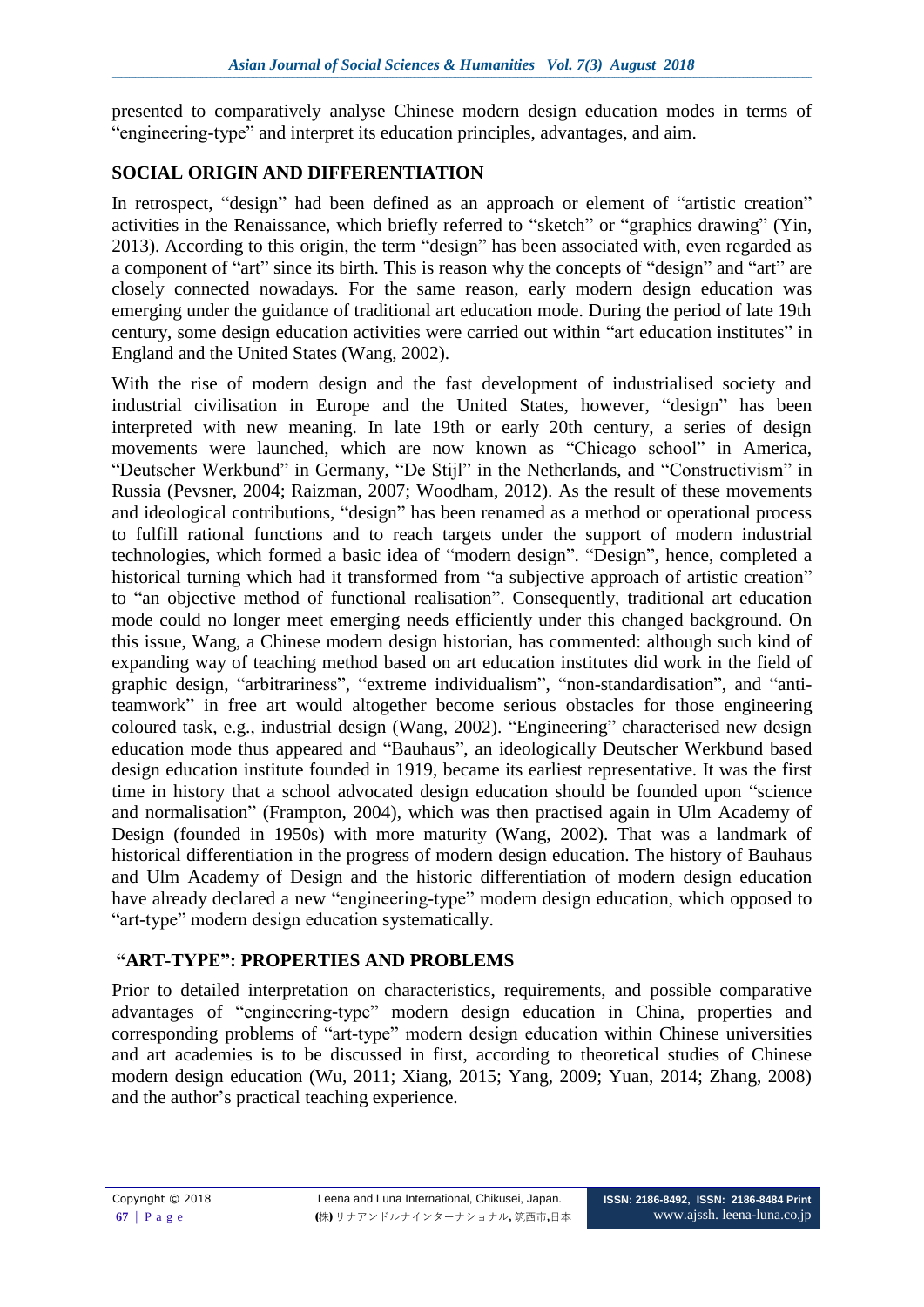presented to comparatively analyse Chinese modern design education modes in terms of "engineering-type" and interpret its education principles, advantages, and aim.

## SOCIAL ORIGIN AND DIFFERENTIATION

In retrospect, "design" had been defined as an approach or element of "artistic creation" activities in the Renaissance, which briefly referred to "sketch" or "graphics drawing" (Yin, 2013). According to this origin, the term "design" has been associated with, even regarded as a component of "art" since its birth. This is reason why the concepts of "design" and "art" are closely connected nowadays. For the same reason, early modern design education was emerging under the guidance of traditional art education mode. During the period of late 19th century, some design education activities were carried out within "art education institutes" in England and the United States (Wang, 2002).

With the rise of modern design and the fast development of industrialised society and industrial civilisation in Europe and the United States, however, "design" has been interpreted with new meaning. In late 19th or early 20th century, a series of design movements were launched, which are now known as "Chicago school" in America, "Deutscher Werkbund" in Germany, "De Stijl" in the Netherlands, and "Constructivism" in Russia (Pevsner, 2004; Raizman, 2007; Woodham, 2012). As the result of these movements and ideological contributions, "design" has been renamed as a method or operational process to fulfill rational functions and to reach targets under the support of modern industrial technologies, which formed a basic idea of "modern design". "Design", hence, completed a historical turning which had it transformed from "a subjective approach of artistic creation" to "an objective method of functional realisation". Consequently, traditional art education mode could no longer meet emerging needs efficiently under this changed background. On this issue, Wang, a Chinese modern design historian, has commented: although such kind of expanding way of teaching method based on art education institutes did work in the field of graphic design, "arbitrariness", "extreme individualism", "non-standardisation", and "anti-teamwork" in free art would altogether become serious obstacles for those engineering coloured task, e.g., industrial design (Wang, 2002). "Engineering" characterised new design education mode thus appeared and "Bauhaus", an ideologically Deutscher Werkbund based design education institute founded in 1919, became its earliest representative. It was the first time in history that a school advocated design education should be founded upon "science and normalisation" (Frampton, 2004), which was then practised again in Ulm Academy of Design (founded in 1950s) with more maturity (Wang, 2002). That was a landmark of historical differentiation in the progress of modern design education. The history of Bauhaus and Ulm Academy of Design and the historic differentiation of modern design education have already declared a new "engineering-type" modern design education, which opposed to "art-type" modern design education systematically.

## "ART-TYPE": PROPERTIES AND PROBLEMS

Prior to detailed interpretation on characteristics, requirements, and possible comparative advantages of "engineering-type" modern design education in China, properties and corresponding problems of "art-type" modern design education within Chinese universities and art academies is to be discussed in first, according to theoretical studies of Chinese modern design education (Wu, 2011; Xiang, 2015; Yang, 2009; Yuan, 2014; Zhang, 2008) and the author's practical teaching experience.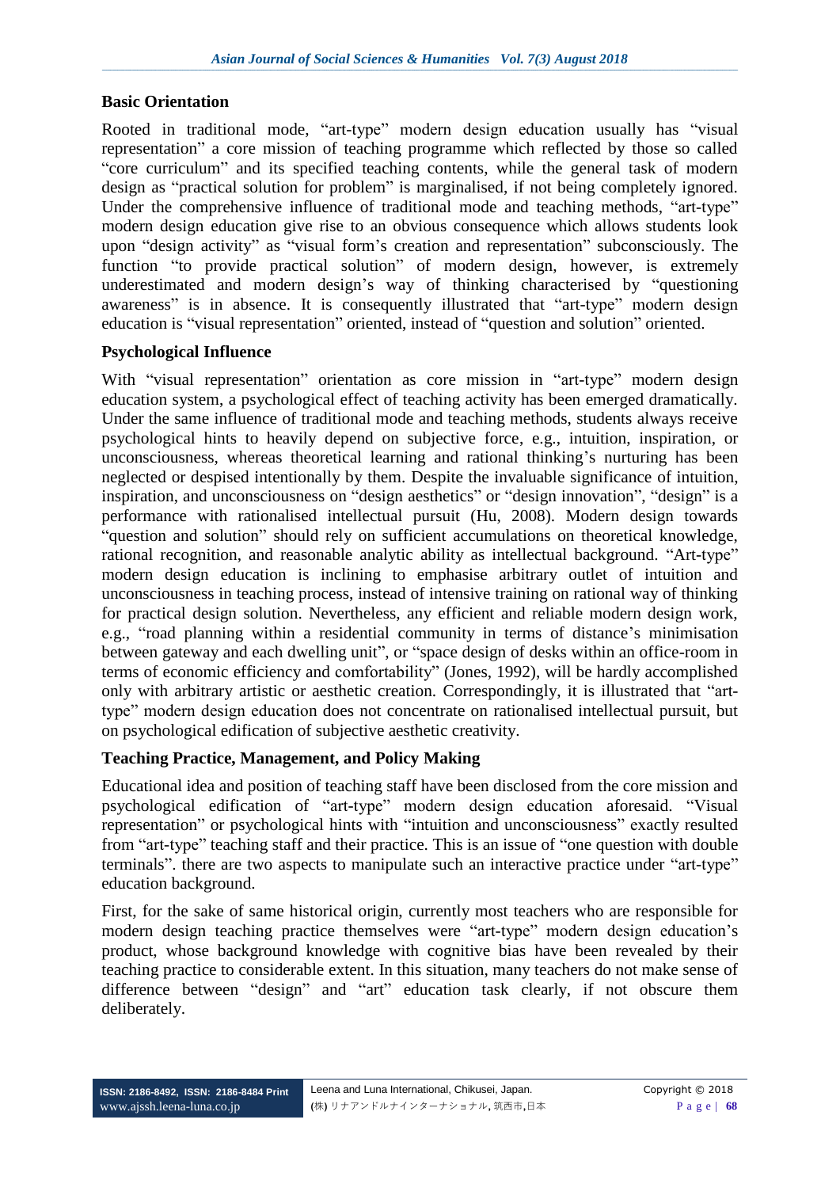**Basic Orientation**

Rooted in traditional mode, "art-type" modern design education usually has "visual representation" a core mission of teaching programme which reflected by those so called "core curriculum" and its specified teaching contents, while the general task of modern design as "practical solution for problem" is marginalised, if not being completely ignored. Under the comprehensive influence of traditional mode and teaching methods, "art-type" modern design education give rise to an obvious consequence which allows students look upon "design activity" as "visual form's creation and representation" subconsciously. The function "to provide practical solution" of modern design, however, is extremely underestimated and modern design's way of thinking characterised by "questioning awareness" is in absence. It is consequently illustrated that "art-type" modern design education is "visual representation" oriented, instead of "question and solution" oriented.

**Psychological Influence**

With "visual representation" orientation as core mission in "art-type" modern design education system, a psychological effect of teaching activity has been emerged dramatically. Under the same influence of traditional mode and teaching methods, students always receive psychological hints to heavily depend on subjective force, e.g., intuition, inspiration, or unconsciousness, whereas theoretical learning and rational thinking's nurturing has been neglected or despised intentionally by them. Despite the invaluable significance of intuition, inspiration, and unconsciousness on "design aesthetics" or "design innovation", "design" is a performance with rationalised intellectual pursuit (Hu, 2008). Modern design towards "question and solution" should rely on sufficient accumulations on theoretical knowledge, rational recognition, and reasonable analytic ability as intellectual background. "Art-type" modern design education is inclining to emphasise arbitrary outlet of intuition and unconsciousness in teaching process, instead of intensive training on rational way of thinking for practical design solution. Nevertheless, any efficient and reliable modern design work, e.g., "road planning within a residential community in terms of distance's minimisation between gateway and each dwelling unit", or "space design of desks within an office-room in terms of economic efficiency and comfortability" (Jones, 1992), will be hardly accomplished only with arbitrary artistic or aesthetic creation. Correspondingly, it is illustrated that "art-type" modern design education does not concentrate on rationalised intellectual pursuit, but on psychological edification of subjective aesthetic creativity.

**Teaching Practice, Management, and Policy Making**

Educational idea and position of teaching staff have been disclosed from the core mission and psychological edification of "art-type" modern design education aforesaid. "Visual representation" or psychological hints with "intuition and unconsciousness" exactly resulted from "art-type" teaching staff and their practice. This is an issue of "one question with double terminals". there are two aspects to manipulate such an interactive practice under "art-type" education background.

First, for the sake of same historical origin, currently most teachers who are responsible for modern design teaching practice themselves were "art-type" modern design education's product, whose background knowledge with cognitive bias have been revealed by their teaching practice to considerable extent. In this situation, many teachers do not make sense of difference between "design" and "art" education task clearly, if not obscure them deliberately.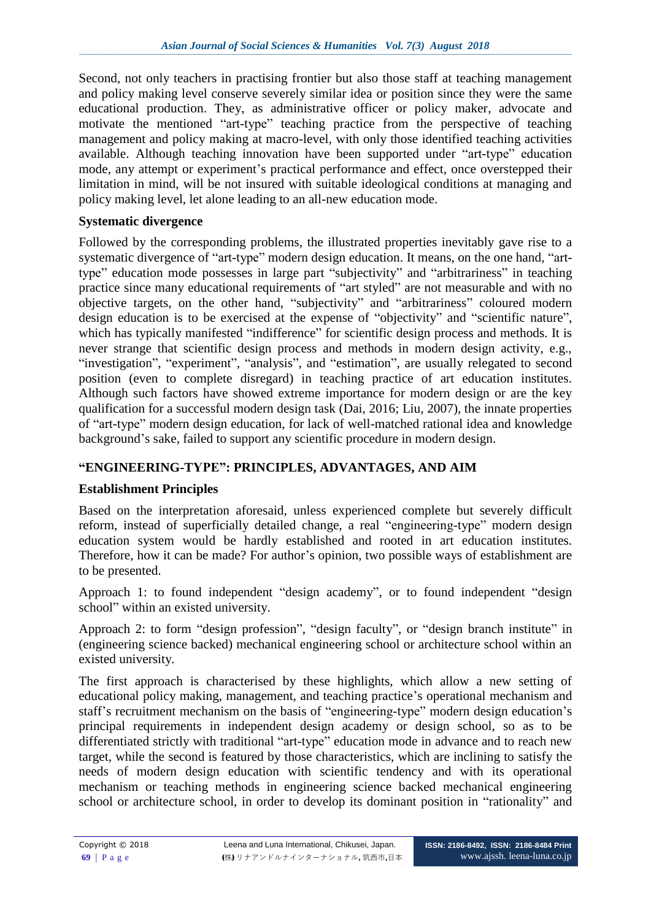Second, not only teachers in practising frontier but also those staff at teaching management and policy making level conserve severely similar idea or position since they were the same educational production. They, as administrative officer or policy maker, advocate and motivate the mentioned "art-type" teaching practice from the perspective of teaching management and policy making at macro-level, with only those identified teaching activities available. Although teaching innovation have been supported under "art-type" education mode, any attempt or experiment's practical performance and effect, once overstepped their limitation in mind, will be not insured with suitable ideological conditions at managing and policy making level, let alone leading to an all-new education mode.

### Systematic divergence

Followed by the corresponding problems, the illustrated properties inevitably gave rise to a systematic divergence of "art-type" modern design education. It means, on the one hand, "art-type" education mode possesses in large part "subjectivity" and "arbitrariness" in teaching practice since many educational requirements of "art styled" are not measurable and with no objective targets, on the other hand, "subjectivity" and "arbitrariness" coloured modern design education is to be exercised at the expense of "objectivity" and "scientific nature", which has typically manifested "indifference" for scientific design process and methods. It is never strange that scientific design process and methods in modern design activity, e.g., "investigation", "experiment", "analysis", and "estimation", are usually relegated to second position (even to complete disregard) in teaching practice of art education institutes. Although such factors have showed extreme importance for modern design or are the key qualification for a successful modern design task (Dai, 2016; Liu, 2007), the innate properties of "art-type" modern design education, for lack of well-matched rational idea and knowledge background's sake, failed to support any scientific procedure in modern design.

## "ENGINEERING-TYPE": PRINCIPLES, ADVANTAGES, AND AIM

### Establishment Principles

Based on the interpretation aforesaid, unless experienced complete but severely difficult reform, instead of superficially detailed change, a real "engineering-type" modern design education system would be hardly established and rooted in art education institutes. Therefore, how it can be made? For author's opinion, two possible ways of establishment are to be presented.

Approach 1: to found independent "design academy", or to found independent "design school" within an existed university.

Approach 2: to form "design profession", "design faculty", or "design branch institute" in (engineering science backed) mechanical engineering school or architecture school within an existed university.

The first approach is characterised by these highlights, which allow a new setting of educational policy making, management, and teaching practice's operational mechanism and staff's recruitment mechanism on the basis of "engineering-type" modern design education's principal requirements in independent design academy or design school, so as to be differentiated strictly with traditional "art-type" education mode in advance and to reach new target, while the second is featured by those characteristics, which are inclining to satisfy the needs of modern design education with scientific tendency and with its operational mechanism or teaching methods in engineering science backed mechanical engineering school or architecture school, in order to develop its dominant position in "rationality" and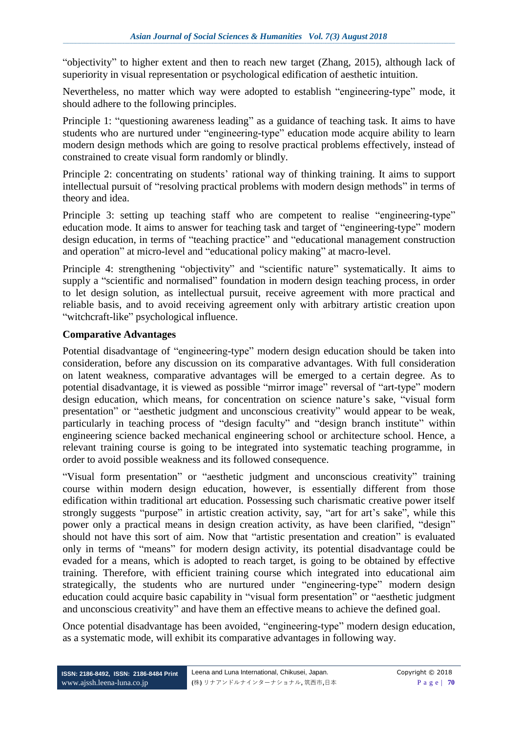"objectivity" to higher extent and then to reach new target (Zhang, 2015), although lack of superiority in visual representation or psychological edification of aesthetic intuition.

Nevertheless, no matter which way were adopted to establish "engineering-type" mode, it should adhere to the following principles.

Principle 1: "questioning awareness leading" as a guidance of teaching task. It aims to have students who are nurtured under "engineering-type" education mode acquire ability to learn modern design methods which are going to resolve practical problems effectively, instead of constrained to create visual form randomly or blindly.

Principle 2: concentrating on students' rational way of thinking training. It aims to support intellectual pursuit of "resolving practical problems with modern design methods" in terms of theory and idea.

Principle 3: setting up teaching staff who are competent to realise "engineering-type" education mode. It aims to answer for teaching task and target of "engineering-type" modern design education, in terms of "teaching practice" and "educational management construction and operation" at micro-level and "educational policy making" at macro-level.

Principle 4: strengthening "objectivity" and "scientific nature" systematically. It aims to supply a "scientific and normalised" foundation in modern design teaching process, in order to let design solution, as intellectual pursuit, receive agreement with more practical and reliable basis, and to avoid receiving agreement only with arbitrary artistic creation upon "witchcraft-like" psychological influence.

## Comparative Advantages

Potential disadvantage of "engineering-type" modern design education should be taken into consideration, before any discussion on its comparative advantages. With full consideration on latent weakness, comparative advantages will be emerged to a certain degree. As to potential disadvantage, it is viewed as possible "mirror image" reversal of "art-type" modern design education, which means, for concentration on science nature's sake, "visual form presentation" or "aesthetic judgment and unconscious creativity" would appear to be weak, particularly in teaching process of "design faculty" and "design branch institute" within engineering science backed mechanical engineering school or architecture school. Hence, a relevant training course is going to be integrated into systematic teaching programme, in order to avoid possible weakness and its followed consequence.

"Visual form presentation" or "aesthetic judgment and unconscious creativity" training course within modern design education, however, is essentially different from those edification within traditional art education. Possessing such charismatic creative power itself strongly suggests "purpose" in artistic creation activity, say, "art for art's sake", while this power only a practical means in design creation activity, as have been clarified, "design" should not have this sort of aim. Now that "artistic presentation and creation" is evaluated only in terms of "means" for modern design activity, its potential disadvantage could be evaded for a means, which is adopted to reach target, is going to be obtained by effective training. Therefore, with efficient training course which integrated into educational aim strategically, the students who are nurtured under "engineering-type" modern design education could acquire basic capability in "visual form presentation" or "aesthetic judgment and unconscious creativity" and have them an effective means to achieve the defined goal.

Once potential disadvantage has been avoided, "engineering-type" modern design education, as a systematic mode, will exhibit its comparative advantages in following way.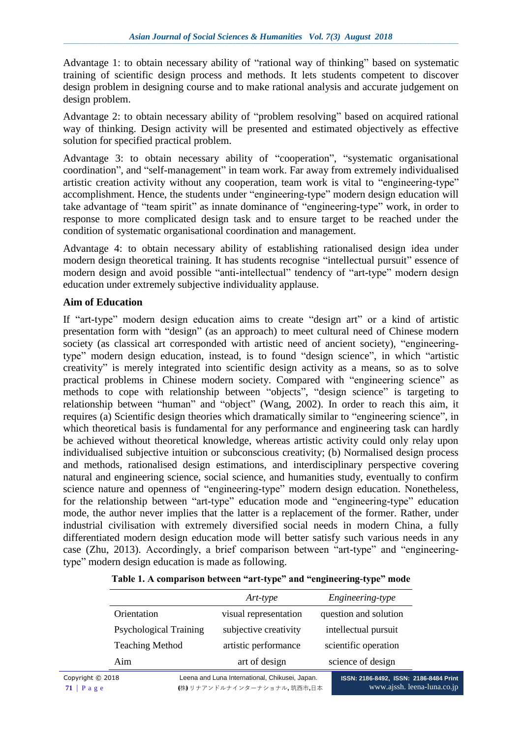Advantage 1: to obtain necessary ability of "rational way of thinking" based on systematic training of scientific design process and methods. It lets students competent to discover design problem in designing course and to make rational analysis and accurate judgement on design problem.

Advantage 2: to obtain necessary ability of "problem resolving" based on acquired rational way of thinking. Design activity will be presented and estimated objectively as effective solution for specified practical problem.

Advantage 3: to obtain necessary ability of "cooperation", "systematic organisational coordination", and "self-management" in team work. Far away from extremely individualised artistic creation activity without any cooperation, team work is vital to "engineering-type" accomplishment. Hence, the students under "engineering-type" modern design education will take advantage of "team spirit" as innate dominance of "engineering-type" work, in order to response to more complicated design task and to ensure target to be reached under the condition of systematic organisational coordination and management.

Advantage 4: to obtain necessary ability of establishing rationalised design idea under modern design theoretical training. It has students recognise "intellectual pursuit" essence of modern design and avoid possible "anti-intellectual" tendency of "art-type" modern design education under extremely subjective individuality applause.

**Aim of Education**

If "art-type" modern design education aims to create "design art" or a kind of artistic presentation form with "design" (as an approach) to meet cultural need of Chinese modern society (as classical art corresponded with artistic need of ancient society), "engineering-type" modern design education, instead, is to found "design science", in which "artistic creativity" is merely integrated into scientific design activity as a means, so as to solve practical problems in Chinese modern society. Compared with "engineering science" as methods to cope with relationship between "objects", "design science" is targeting to relationship between "human" and "object" (Wang, 2002). In order to reach this aim, it requires (a) Scientific design theories which dramatically similar to "engineering science", in which theoretical basis is fundamental for any performance and engineering task can hardly be achieved without theoretical knowledge, whereas artistic activity could only relay upon individualised subjective intuition or subconscious creativity; (b) Normalised design process and methods, rationalised design estimations, and interdisciplinary perspective covering natural and engineering science, social science, and humanities study, eventually to confirm science nature and openness of "engineering-type" modern design education. Nonetheless, for the relationship between "art-type" education mode and "engineering-type" education mode, the author never implies that the latter is a replacement of the former. Rather, under industrial civilisation with extremely diversified social needs in modern China, a fully differentiated modern design education mode will better satisfy such various needs in any case (Zhu, 2013). Accordingly, a brief comparison between "art-type" and "engineering-type" modern design education is made as following.

**Table 1. A comparison between "art-type" and "engineering-type" mode**

| | *Art-type* | *Engineering-type* |
|---|---|---|
| Orientation | visual representation | question and solution |
| Psychological Training | subjective creativity | intellectual pursuit |
| Teaching Method | artistic performance | scientific operation |
| Aim | art of design | science of design |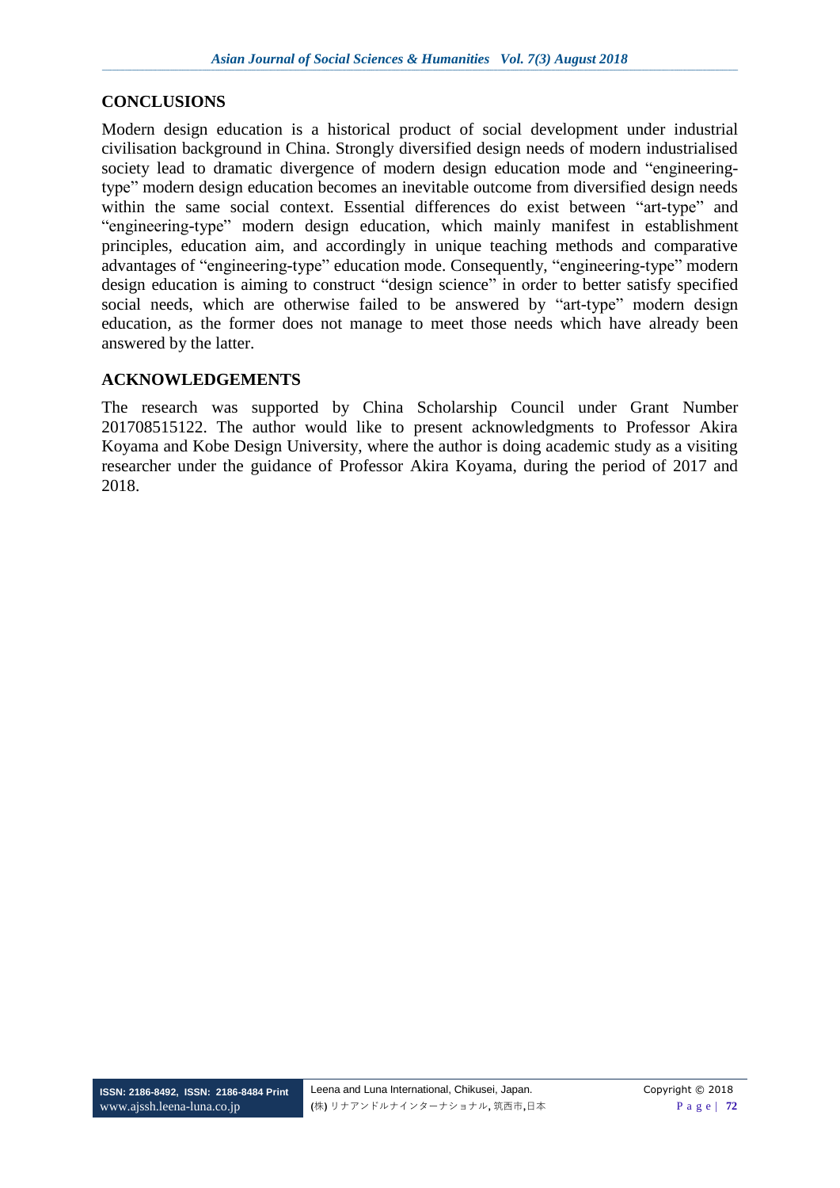## CONCLUSIONS

Modern design education is a historical product of social development under industrial civilisation background in China. Strongly diversified design needs of modern industrialised society lead to dramatic divergence of modern design education mode and "engineering-type" modern design education becomes an inevitable outcome from diversified design needs within the same social context. Essential differences do exist between "art-type" and "engineering-type" modern design education, which mainly manifest in establishment principles, education aim, and accordingly in unique teaching methods and comparative advantages of "engineering-type" education mode. Consequently, "engineering-type" modern design education is aiming to construct "design science" in order to better satisfy specified social needs, which are otherwise failed to be answered by "art-type" modern design education, as the former does not manage to meet those needs which have already been answered by the latter.

## ACKNOWLEDGEMENTS

The research was supported by China Scholarship Council under Grant Number 201708515122. The author would like to present acknowledgments to Professor Akira Koyama and Kobe Design University, where the author is doing academic study as a visiting researcher under the guidance of Professor Akira Koyama, during the period of 2017 and 2018.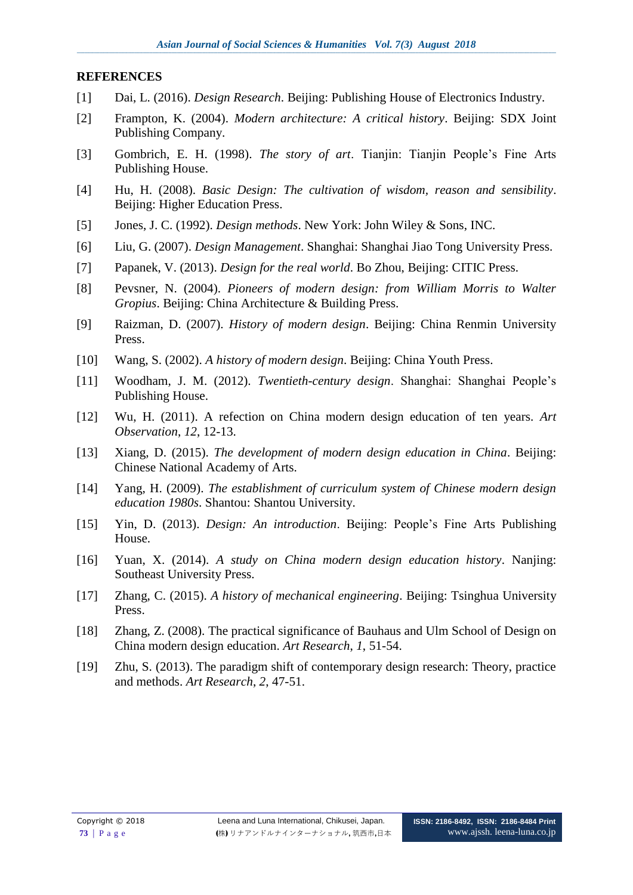## REFERENCES

[1] Dai, L. (2016). *Design Research*. Beijing: Publishing House of Electronics Industry.

[2] Frampton, K. (2004). *Modern architecture: A critical history*. Beijing: SDX Joint Publishing Company.

[3] Gombrich, E. H. (1998). *The story of art*. Tianjin: Tianjin People's Fine Arts Publishing House.

[4] Hu, H. (2008). *Basic Design: The cultivation of wisdom, reason and sensibility*. Beijing: Higher Education Press.

[5] Jones, J. C. (1992). *Design methods*. New York: John Wiley & Sons, INC.

[6] Liu, G. (2007). *Design Management*. Shanghai: Shanghai Jiao Tong University Press.

[7] Papanek, V. (2013). *Design for the real world*. Bo Zhou, Beijing: CITIC Press.

[8] Pevsner, N. (2004). *Pioneers of modern design: from William Morris to Walter Gropius*. Beijing: China Architecture & Building Press.

[9] Raizman, D. (2007). *History of modern design*. Beijing: China Renmin University Press.

[10] Wang, S. (2002). *A history of modern design*. Beijing: China Youth Press.

[11] Woodham, J. M. (2012). *Twentieth-century design*. Shanghai: Shanghai People's Publishing House.

[12] Wu, H. (2011). A refection on China modern design education of ten years. *Art Observation*, *12*, 12-13.

[13] Xiang, D. (2015). *The development of modern design education in China*. Beijing: Chinese National Academy of Arts.

[14] Yang, H. (2009). *The establishment of curriculum system of Chinese modern design education 1980s*. Shantou: Shantou University.

[15] Yin, D. (2013). *Design: An introduction*. Beijing: People's Fine Arts Publishing House.

[16] Yuan, X. (2014). *A study on China modern design education history*. Nanjing: Southeast University Press.

[17] Zhang, C. (2015). *A history of mechanical engineering*. Beijing: Tsinghua University Press.

[18] Zhang, Z. (2008). The practical significance of Bauhaus and Ulm School of Design on China modern design education. *Art Research*, *1*, 51-54.

[19] Zhu, S. (2013). The paradigm shift of contemporary design research: Theory, practice and methods. *Art Research*, *2*, 47-51.